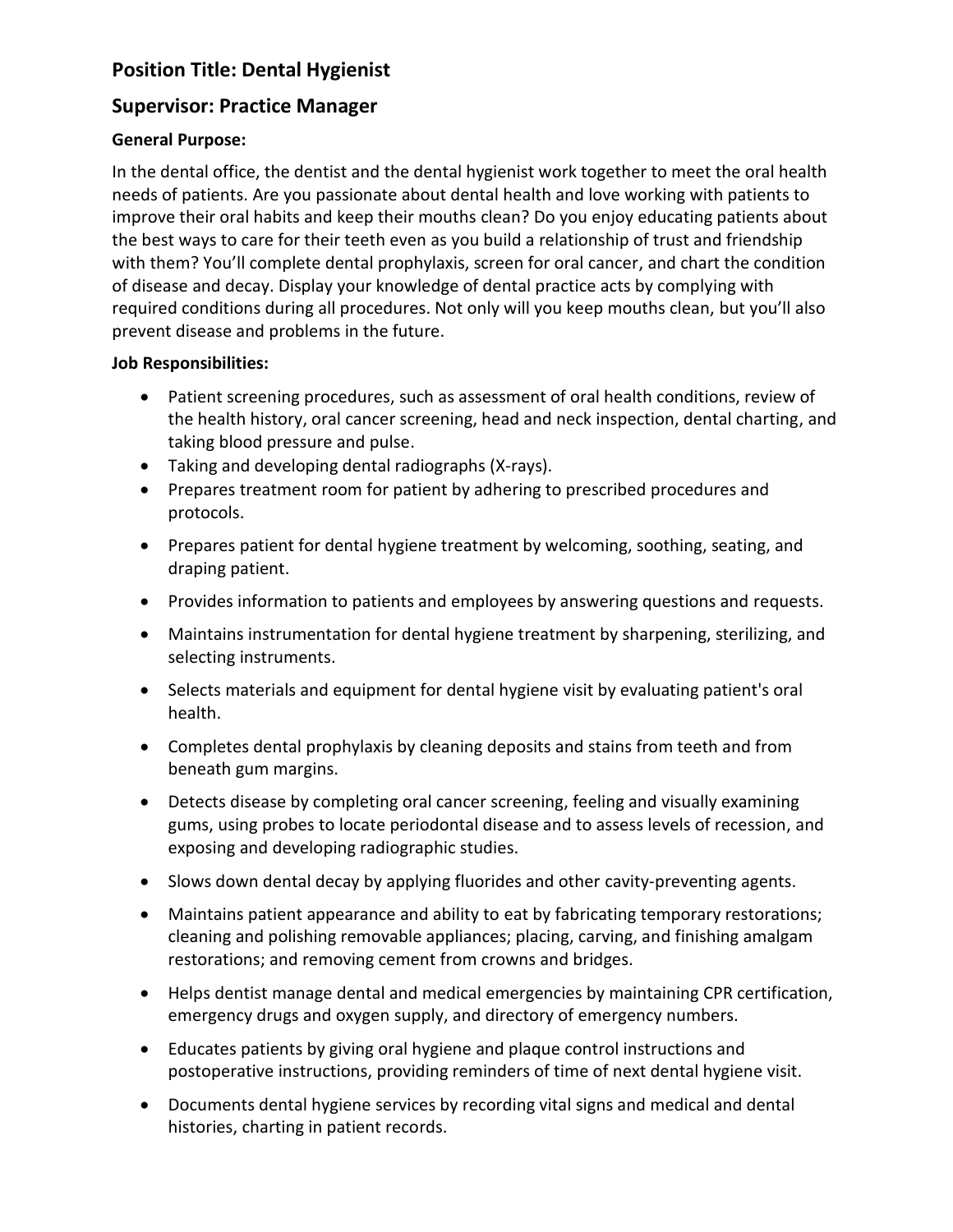## Position Title: Dental Hygienist

## Supervisor: Practice Manager

**General Purpose:**

In the dental office, the dentist and the dental hygienist work together to meet the oral health needs of patients. Are you passionate about dental health and love working with patients to improve their oral habits and keep their mouths clean? Do you enjoy educating patients about the best ways to care for their teeth even as you build a relationship of trust and friendship with them? You'll complete dental prophylaxis, screen for oral cancer, and chart the condition of disease and decay. Display your knowledge of dental practice acts by complying with required conditions during all procedures. Not only will you keep mouths clean, but you'll also prevent disease and problems in the future.

**Job Responsibilities:**

- Patient screening procedures, such as assessment of oral health conditions, review of the health history, oral cancer screening, head and neck inspection, dental charting, and taking blood pressure and pulse.
- Taking and developing dental radiographs (X-rays).
- Prepares treatment room for patient by adhering to prescribed procedures and protocols.
- Prepares patient for dental hygiene treatment by welcoming, soothing, seating, and draping patient.
- Provides information to patients and employees by answering questions and requests.
- Maintains instrumentation for dental hygiene treatment by sharpening, sterilizing, and selecting instruments.
- Selects materials and equipment for dental hygiene visit by evaluating patient's oral health.
- Completes dental prophylaxis by cleaning deposits and stains from teeth and from beneath gum margins.
- Detects disease by completing oral cancer screening, feeling and visually examining gums, using probes to locate periodontal disease and to assess levels of recession, and exposing and developing radiographic studies.
- Slows down dental decay by applying fluorides and other cavity-preventing agents.
- Maintains patient appearance and ability to eat by fabricating temporary restorations; cleaning and polishing removable appliances; placing, carving, and finishing amalgam restorations; and removing cement from crowns and bridges.
- Helps dentist manage dental and medical emergencies by maintaining CPR certification, emergency drugs and oxygen supply, and directory of emergency numbers.
- Educates patients by giving oral hygiene and plaque control instructions and postoperative instructions, providing reminders of time of next dental hygiene visit.
- Documents dental hygiene services by recording vital signs and medical and dental histories, charting in patient records.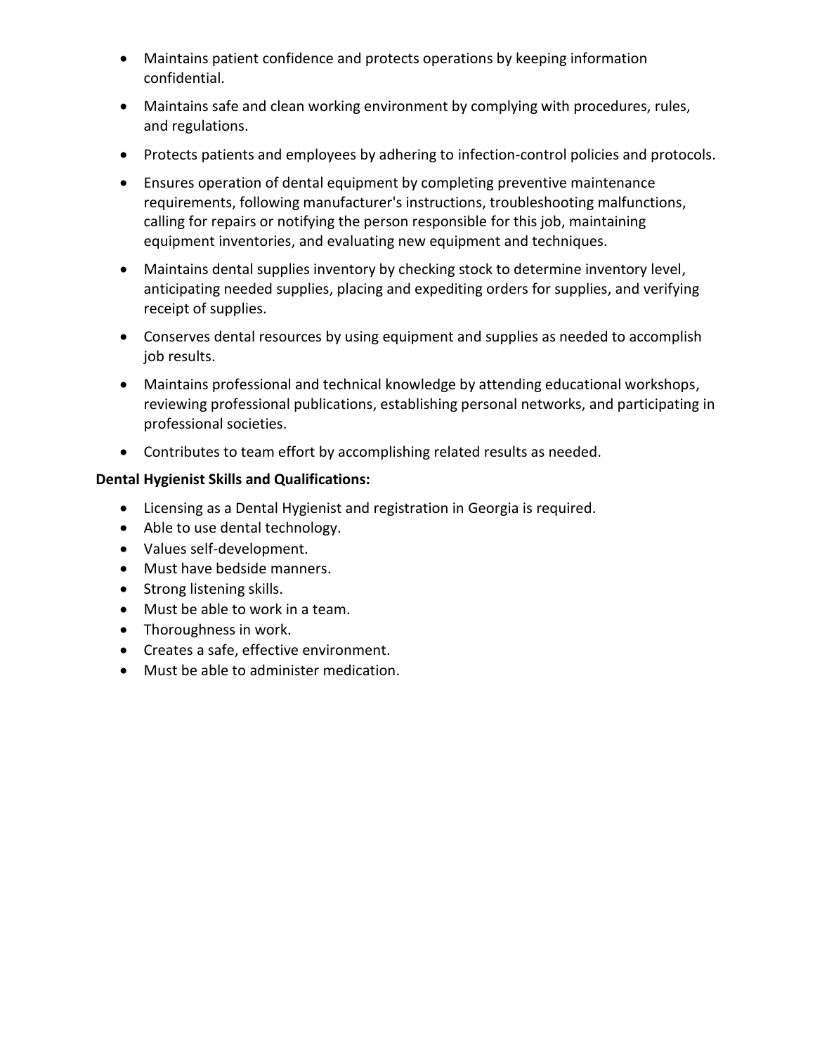- Maintains patient confidence and protects operations by keeping information confidential.
- Maintains safe and clean working environment by complying with procedures, rules, and regulations.
- Protects patients and employees by adhering to infection-control policies and protocols.
- Ensures operation of dental equipment by completing preventive maintenance requirements, following manufacturer's instructions, troubleshooting malfunctions, calling for repairs or notifying the person responsible for this job, maintaining equipment inventories, and evaluating new equipment and techniques.
- Maintains dental supplies inventory by checking stock to determine inventory level, anticipating needed supplies, placing and expediting orders for supplies, and verifying receipt of supplies.
- Conserves dental resources by using equipment and supplies as needed to accomplish job results.
- Maintains professional and technical knowledge by attending educational workshops, reviewing professional publications, establishing personal networks, and participating in professional societies.
- Contributes to team effort by accomplishing related results as needed.

**Dental Hygienist Skills and Qualifications:**

- Licensing as a Dental Hygienist and registration in Georgia is required.
- Able to use dental technology.
- Values self-development.
- Must have bedside manners.
- Strong listening skills.
- Must be able to work in a team.
- Thoroughness in work.
- Creates a safe, effective environment.
- Must be able to administer medication.